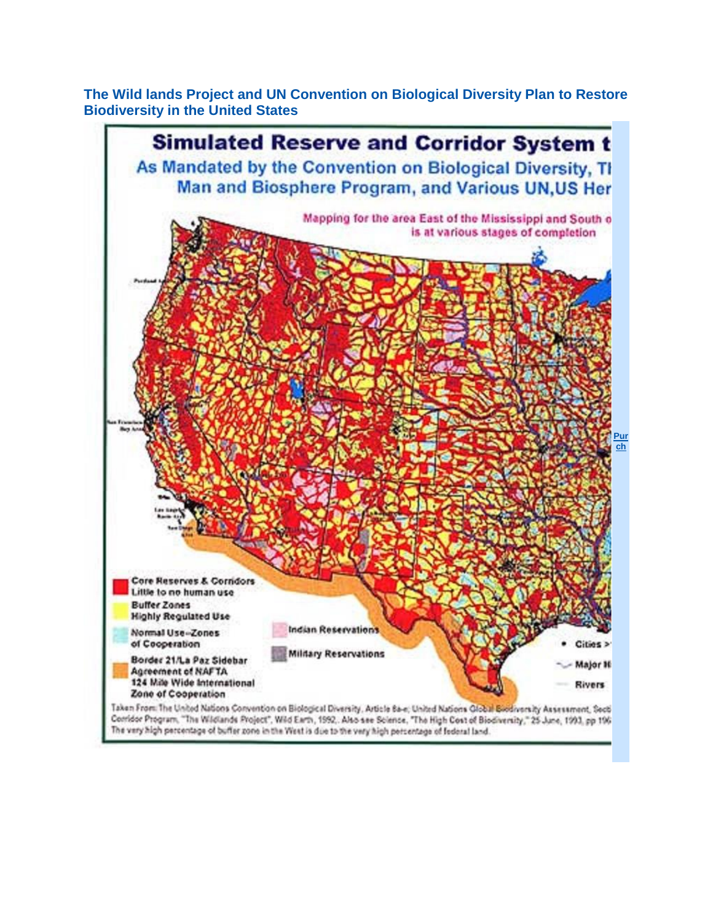**The Wild lands Project and UN Convention on Biological Diversity Plan to Restore Biodiversity in the United States**

# Simulated Reserve and Corridor System t

## As Mandated by the Convention on Biological Diversity, Th Man and Biosphere Program, and Various UN,US Her

Mapping for the area East of the Mississippi and South o is at various stages of completion

- Core Reserves & Corridors Little to no human use
- Buffer Zones Highly Regulated Use
- Normal Use–Zones of Cooperation
- Border 21/La Paz Sidebar Agreement of NAFTA 124 Mile Wide International Zone of Cooperation
- Indian Reservations
- Military Reservations
- Cities >
- Major H
- Rivers

Taken From: The United Nations Convention on Biological Diversity, Article 8a-e; United Nations Global Biodiversity Assessment, Secti Corridor Program, "The Wildlands Project", Wild Earth, 1992. Also see Science, "The High Cost of Biodiversity," 25 June, 1993, pp 196 The very high percentage of buffer zone in the West is due to the very high percentage of federal land.

Pur ch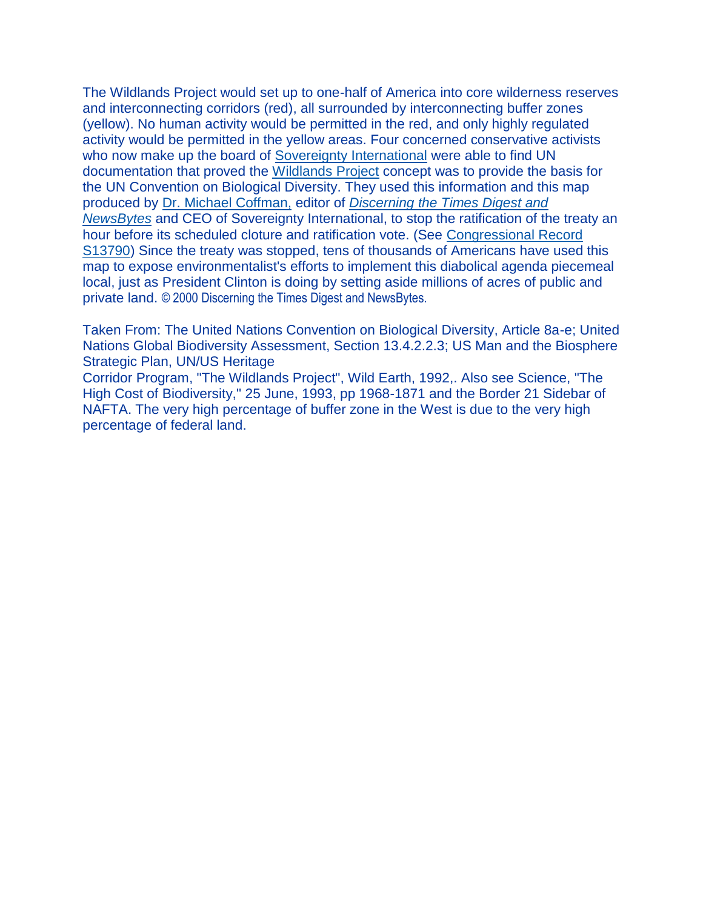The Wildlands Project would set up to one-half of America into core wilderness reserves and interconnecting corridors (red), all surrounded by interconnecting buffer zones (yellow). No human activity would be permitted in the red, and only highly regulated activity would be permitted in the yellow areas. Four concerned conservative activists who now make up the board of Sovereignty International were able to find UN documentation that proved the Wildlands Project concept was to provide the basis for the UN Convention on Biological Diversity. They used this information and this map produced by Dr. Michael Coffman, editor of *Discerning the Times Digest and NewsBytes* and CEO of Sovereignty International, to stop the ratification of the treaty an hour before its scheduled cloture and ratification vote. (See Congressional Record S13790) Since the treaty was stopped, tens of thousands of Americans have used this map to expose environmentalist's efforts to implement this diabolical agenda piecemeal local, just as President Clinton is doing by setting aside millions of acres of public and private land. © 2000 Discerning the Times Digest and NewsBytes.

Taken From: The United Nations Convention on Biological Diversity, Article 8a-e; United Nations Global Biodiversity Assessment, Section 13.4.2.2.3; US Man and the Biosphere Strategic Plan, UN/US Heritage
Corridor Program, "The Wildlands Project", Wild Earth, 1992,. Also see Science, "The High Cost of Biodiversity," 25 June, 1993, pp 1968-1871 and the Border 21 Sidebar of NAFTA. The very high percentage of buffer zone in the West is due to the very high percentage of federal land.